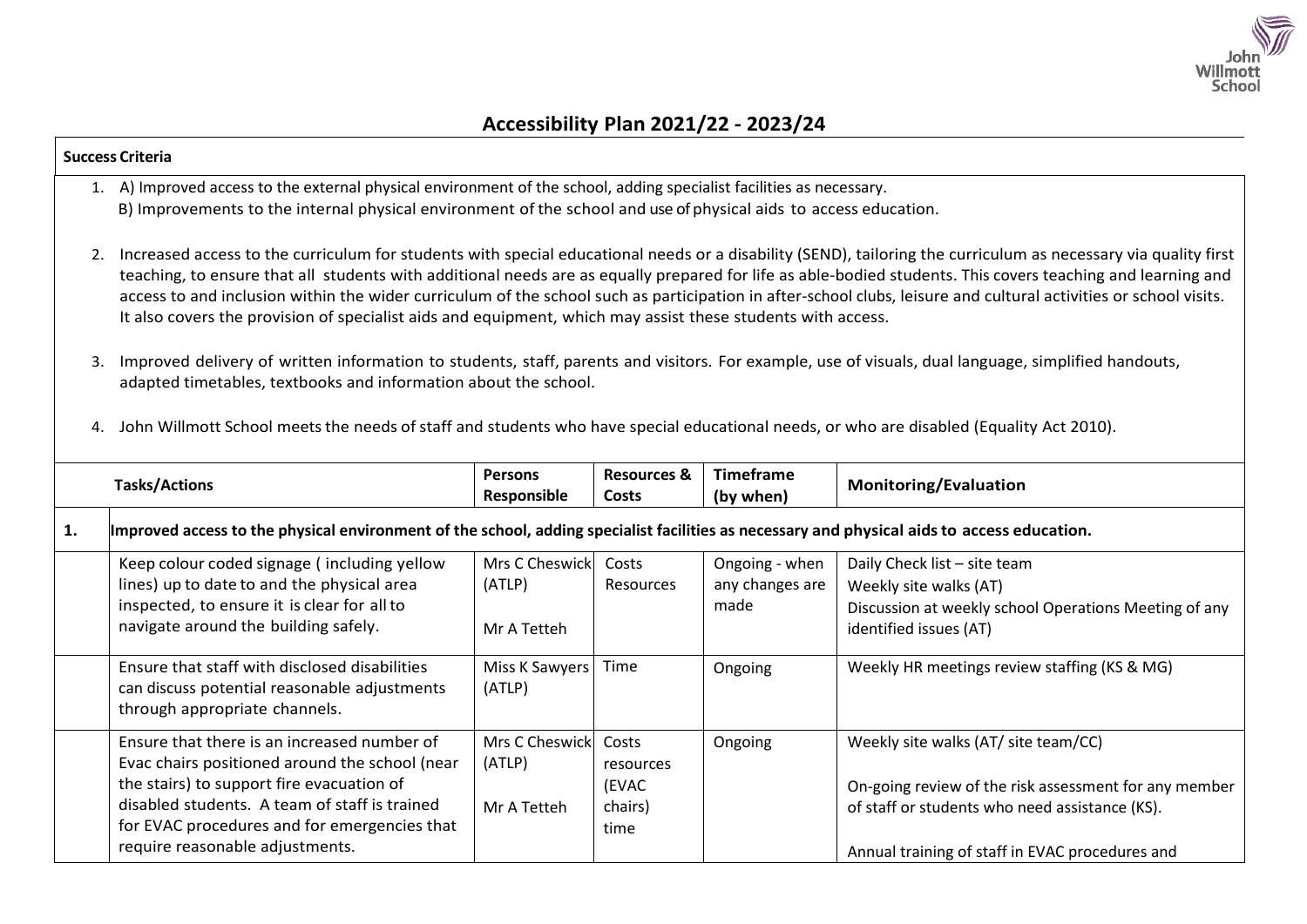# Accessibility Plan 2021/22 - 2023/24

**Success Criteria**

1. A) Improved access to the external physical environment of the school, adding specialist facilities as necessary.
   B) Improvements to the internal physical environment of the school and use of physical aids to access education.

2. Increased access to the curriculum for students with special educational needs or a disability (SEND), tailoring the curriculum as necessary via quality first teaching, to ensure that all students with additional needs are as equally prepared for life as able-bodied students. This covers teaching and learning and access to and inclusion within the wider curriculum of the school such as participation in after-school clubs, leisure and cultural activities or school visits. It also covers the provision of specialist aids and equipment, which may assist these students with access.

3. Improved delivery of written information to students, staff, parents and visitors. For example, use of visuals, dual language, simplified handouts, adapted timetables, textbooks and information about the school.

4. John Willmott School meets the needs of staff and students who have special educational needs, or who are disabled (Equality Act 2010).

| | Tasks/Actions | Persons Responsible | Resources & Costs | Timeframe (by when) | Monitoring/Evaluation |
|---|---|---|---|---|---|
| **1.** | **Improved access to the physical environment of the school, adding specialist facilities as necessary and physical aids to access education.** | | | | |
| | Keep colour coded signage ( including yellow lines) up to date to and the physical area inspected, to ensure it is clear for all to navigate around the building safely. | Mrs C Cheswick (ATLP)<br><br>Mr A Tetteh | Costs Resources | Ongoing - when any changes are made | Daily Check list – site team<br>Weekly site walks (AT)<br>Discussion at weekly school Operations Meeting of any identified issues (AT) |
| | Ensure that staff with disclosed disabilities can discuss potential reasonable adjustments through appropriate channels. | Miss K Sawyers (ATLP) | Time | Ongoing | Weekly HR meetings review staffing (KS & MG) |
| | Ensure that there is an increased number of Evac chairs positioned around the school (near the stairs) to support fire evacuation of disabled students. A team of staff is trained for EVAC procedures and for emergencies that require reasonable adjustments. | Mrs C Cheswick (ATLP)<br><br>Mr A Tetteh | Costs resources (EVAC chairs) time | Ongoing | Weekly site walks (AT/ site team/CC)<br><br>On-going review of the risk assessment for any member of staff or students who need assistance (KS).<br><br>Annual training of staff in EVAC procedures and |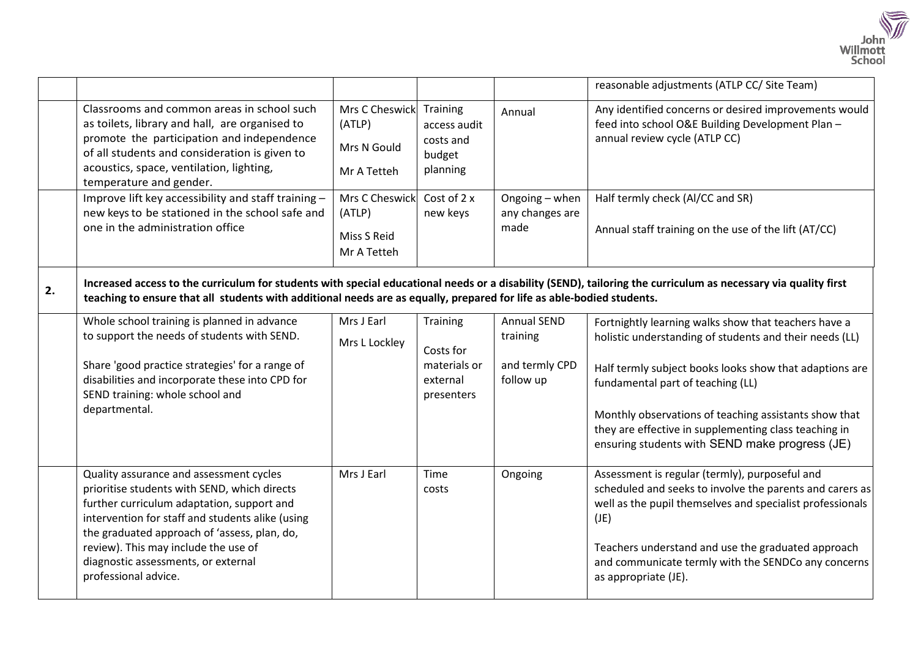| | | | | | |
|---|---|---|---|---|---|
| | | | | | reasonable adjustments (ATLP CC/ Site Team) |
| | Classrooms and common areas in school such as toilets, library and hall, are organised to promote the participation and independence of all students and consideration is given to acoustics, space, ventilation, lighting, temperature and gender. | Mrs C Cheswick (ATLP)<br>Mrs N Gould<br>Mr A Tetteh | Training access audit costs and budget planning | Annual | Any identified concerns or desired improvements would feed into school O&E Building Development Plan – annual review cycle (ATLP CC) |
| | Improve lift key accessibility and staff training – new keys to be stationed in the school safe and one in the administration office | Mrs C Cheswick (ATLP)<br>Miss S Reid<br>Mr A Tetteh | Cost of 2 x new keys | Ongoing – when any changes are made | Half termly check (AI/CC and SR)<br><br>Annual staff training on the use of the lift (AT/CC) |
| **2.** | **Increased access to the curriculum for students with special educational needs or a disability (SEND), tailoring the curriculum as necessary via quality first teaching to ensure that all students with additional needs are as equally, prepared for life as able-bodied students.** | | | | |
| | Whole school training is planned in advance to support the needs of students with SEND.<br><br>Share 'good practice strategies' for a range of disabilities and incorporate these into CPD for SEND training: whole school and departmental. | Mrs J Earl<br>Mrs L Lockley | Training<br><br>Costs for materials or external presenters | Annual SEND training<br><br>and termly CPD follow up | Fortnightly learning walks show that teachers have a holistic understanding of students and their needs (LL)<br><br>Half termly subject books looks show that adaptions are fundamental part of teaching (LL)<br><br>Monthly observations of teaching assistants show that they are effective in supplementing class teaching in ensuring students with SEND make progress (JE) |
| | Quality assurance and assessment cycles prioritise students with SEND, which directs further curriculum adaptation, support and intervention for staff and students alike (using the graduated approach of 'assess, plan, do, review). This may include the use of diagnostic assessments, or external professional advice. | Mrs J Earl | Time costs | Ongoing | Assessment is regular (termly), purposeful and scheduled and seeks to involve the parents and carers as well as the pupil themselves and specialist professionals (JE)<br><br>Teachers understand and use the graduated approach and communicate termly with the SENDCo any concerns as appropriate (JE). |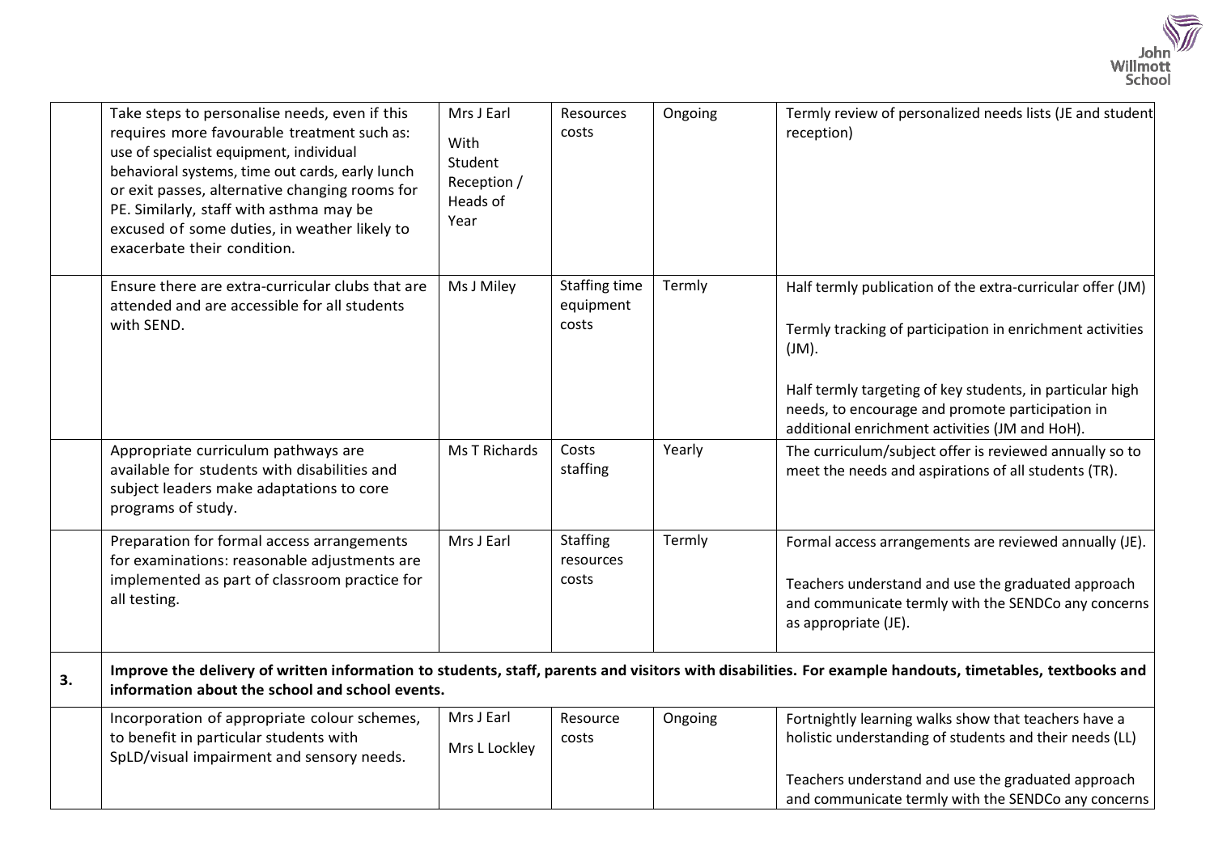| | | | | | |
|---|---|---|---|---|---|
| | Take steps to personalise needs, even if this requires more favourable treatment such as: use of specialist equipment, individual behavioral systems, time out cards, early lunch or exit passes, alternative changing rooms for PE. Similarly, staff with asthma may be excused of some duties, in weather likely to exacerbate their condition. | Mrs J Earl<br>With Student Reception / Heads of Year | Resources costs | Ongoing | Termly review of personalized needs lists (JE and student reception) |
| | Ensure there are extra-curricular clubs that are attended and are accessible for all students with SEND. | Ms J Miley | Staffing time equipment costs | Termly | Half termly publication of the extra-curricular offer (JM)<br><br>Termly tracking of participation in enrichment activities (JM).<br><br>Half termly targeting of key students, in particular high needs, to encourage and promote participation in additional enrichment activities (JM and HoH). |
| | Appropriate curriculum pathways are available for students with disabilities and subject leaders make adaptations to core programs of study. | Ms T Richards | Costs staffing | Yearly | The curriculum/subject offer is reviewed annually so to meet the needs and aspirations of all students (TR). |
| | Preparation for formal access arrangements for examinations: reasonable adjustments are implemented as part of classroom practice for all testing. | Mrs J Earl | Staffing resources costs | Termly | Formal access arrangements are reviewed annually (JE).<br><br>Teachers understand and use the graduated approach and communicate termly with the SENDCo any concerns as appropriate (JE). |
| **3.** | **Improve the delivery of written information to students, staff, parents and visitors with disabilities. For example handouts, timetables, textbooks and information about the school and school events.** | | | | |
| | Incorporation of appropriate colour schemes, to benefit in particular students with SpLD/visual impairment and sensory needs. | Mrs J Earl<br>Mrs L Lockley | Resource costs | Ongoing | Fortnightly learning walks show that teachers have a holistic understanding of students and their needs (LL)<br><br>Teachers understand and use the graduated approach and communicate termly with the SENDCo any concerns |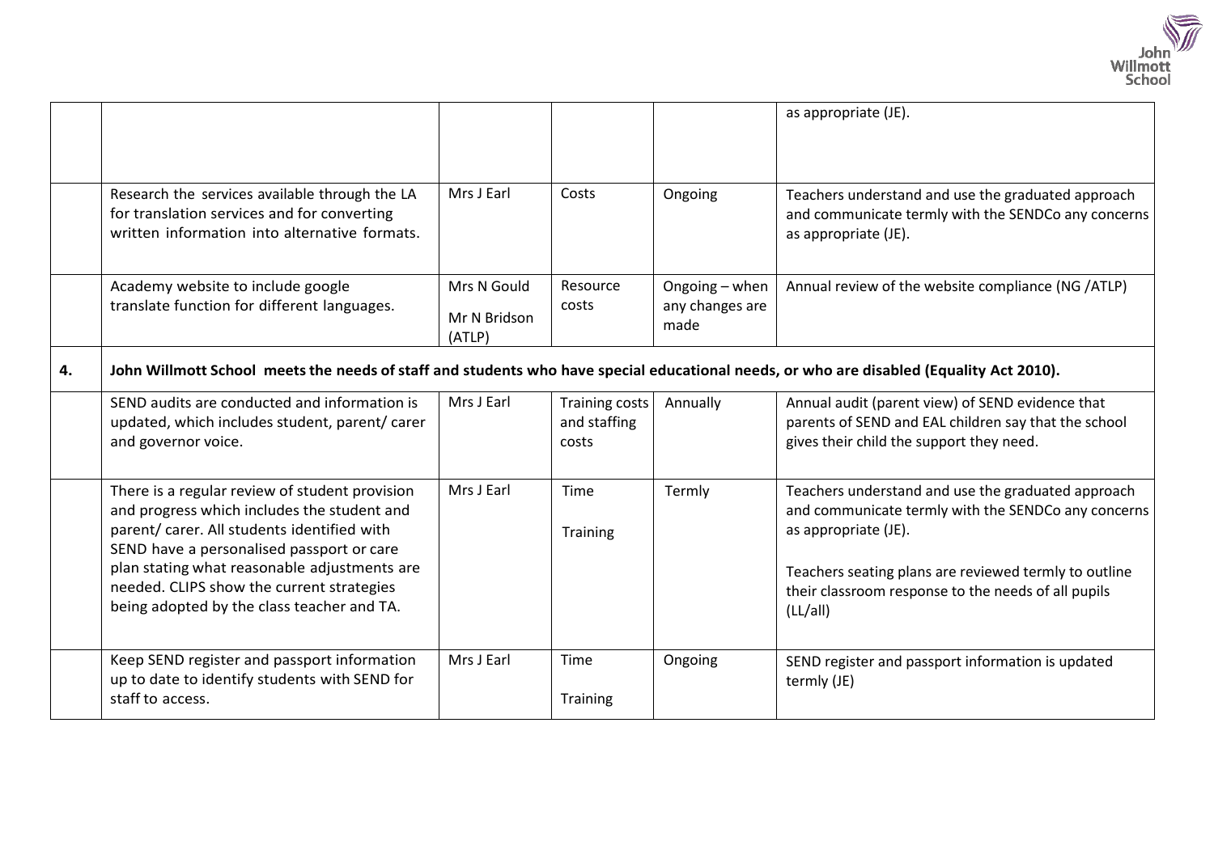| | | | | | |
|---|---|---|---|---|---|
| | | | | | as appropriate (JE). |
| | Research the services available through the LA for translation services and for converting written information into alternative formats. | Mrs J Earl | Costs | Ongoing | Teachers understand and use the graduated approach and communicate termly with the SENDCo any concerns as appropriate (JE). |
| | Academy website to include google translate function for different languages. | Mrs N Gould<br>Mr N Bridson (ATLP) | Resource costs | Ongoing – when any changes are made | Annual review of the website compliance (NG /ATLP) |
| **4.** | **John Willmott School meets the needs of staff and students who have special educational needs, or who are disabled (Equality Act 2010).** | | | | |
| | SEND audits are conducted and information is updated, which includes student, parent/ carer and governor voice. | Mrs J Earl | Training costs and staffing costs | Annually | Annual audit (parent view) of SEND evidence that parents of SEND and EAL children say that the school gives their child the support they need. |
| | There is a regular review of student provision and progress which includes the student and parent/ carer. All students identified with SEND have a personalised passport or care plan stating what reasonable adjustments are needed. CLIPS show the current strategies being adopted by the class teacher and TA. | Mrs J Earl | Time<br>Training | Termly | Teachers understand and use the graduated approach and communicate termly with the SENDCo any concerns as appropriate (JE).<br><br>Teachers seating plans are reviewed termly to outline their classroom response to the needs of all pupils (LL/all) |
| | Keep SEND register and passport information up to date to identify students with SEND for staff to access. | Mrs J Earl | Time<br>Training | Ongoing | SEND register and passport information is updated termly (JE) |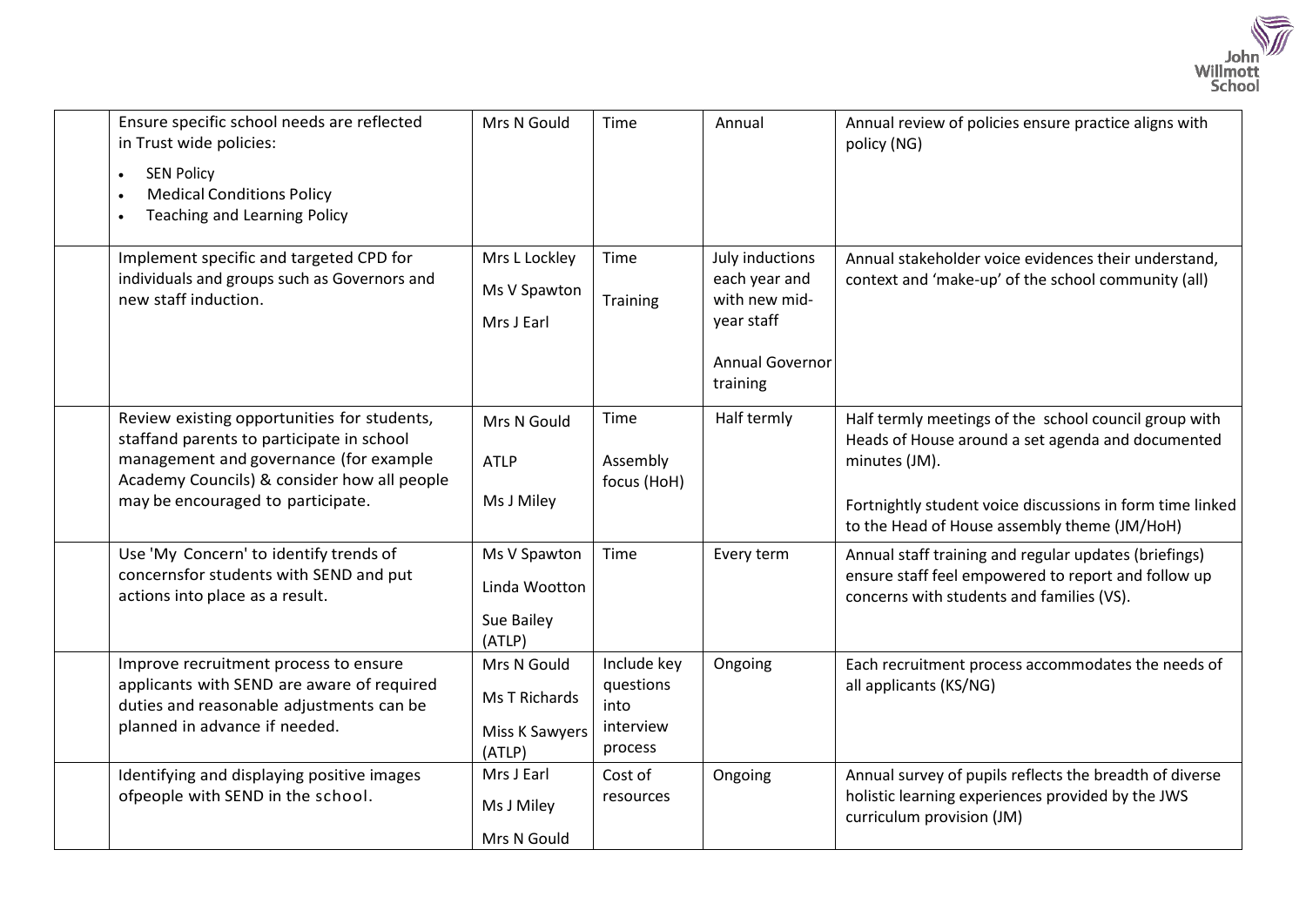| | | | | | |
|---|---|---|---|---|---|
| | Ensure specific school needs are reflected in Trust wide policies:<br>• SEN Policy<br>• Medical Conditions Policy<br>• Teaching and Learning Policy | Mrs N Gould | Time | Annual | Annual review of policies ensure practice aligns with policy (NG) |
| | Implement specific and targeted CPD for individuals and groups such as Governors and new staff induction. | Mrs L Lockley<br>Ms V Spawton<br>Mrs J Earl | Time<br>Training | July inductions each year and with new mid-year staff<br>Annual Governor training | Annual stakeholder voice evidences their understand, context and 'make-up' of the school community (all) |
| | Review existing opportunities for students, staffand parents to participate in school management and governance (for example Academy Councils) & consider how all people may be encouraged to participate. | Mrs N Gould<br>ATLP<br>Ms J Miley | Time<br>Assembly focus (HoH) | Half termly | Half termly meetings of the school council group with Heads of House around a set agenda and documented minutes (JM).<br>Fortnightly student voice discussions in form time linked to the Head of House assembly theme (JM/HoH) |
| | Use 'My Concern' to identify trends of concernsfor students with SEND and put actions into place as a result. | Ms V Spawton<br>Linda Wootton<br>Sue Bailey (ATLP) | Time | Every term | Annual staff training and regular updates (briefings) ensure staff feel empowered to report and follow up concerns with students and families (VS). |
| | Improve recruitment process to ensure applicants with SEND are aware of required duties and reasonable adjustments can be planned in advance if needed. | Mrs N Gould<br>Ms T Richards<br>Miss K Sawyers (ATLP) | Include key questions into interview process | Ongoing | Each recruitment process accommodates the needs of all applicants (KS/NG) |
| | Identifying and displaying positive images ofpeople with SEND in the school. | Mrs J Earl<br>Ms J Miley<br>Mrs N Gould | Cost of resources | Ongoing | Annual survey of pupils reflects the breadth of diverse holistic learning experiences provided by the JWS curriculum provision (JM) |